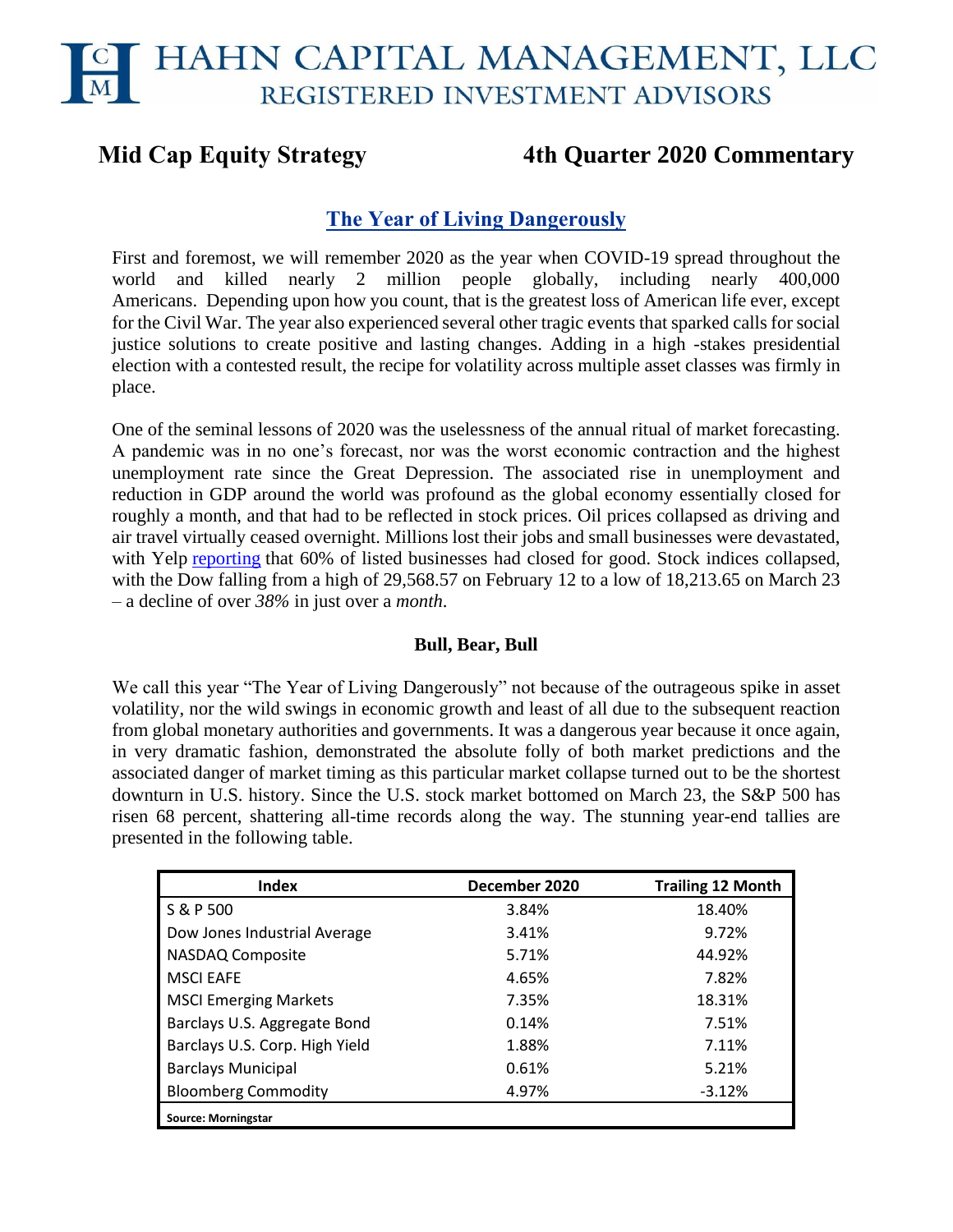# HAHN CAPITAL MANAGEMENT, LLC
## REGISTERED INVESTMENT ADVISORS

**Mid Cap Equity Strategy** **4th Quarter 2020 Commentary**

## The Year of Living Dangerously

First and foremost, we will remember 2020 as the year when COVID-19 spread throughout the world and killed nearly 2 million people globally, including nearly 400,000 Americans. Depending upon how you count, that is the greatest loss of American life ever, except for the Civil War. The year also experienced several other tragic events that sparked calls for social justice solutions to create positive and lasting changes. Adding in a high -stakes presidential election with a contested result, the recipe for volatility across multiple asset classes was firmly in place.

One of the seminal lessons of 2020 was the uselessness of the annual ritual of market forecasting. A pandemic was in no one's forecast, nor was the worst economic contraction and the highest unemployment rate since the Great Depression. The associated rise in unemployment and reduction in GDP around the world was profound as the global economy essentially closed for roughly a month, and that had to be reflected in stock prices. Oil prices collapsed as driving and air travel virtually ceased overnight. Millions lost their jobs and small businesses were devastated, with Yelp reporting that 60% of listed businesses had closed for good. Stock indices collapsed, with the Dow falling from a high of 29,568.57 on February 12 to a low of 18,213.65 on March 23 – a decline of over *38%* in just over a *month*.

**Bull, Bear, Bull**

We call this year "The Year of Living Dangerously" not because of the outrageous spike in asset volatility, nor the wild swings in economic growth and least of all due to the subsequent reaction from global monetary authorities and governments. It was a dangerous year because it once again, in very dramatic fashion, demonstrated the absolute folly of both market predictions and the associated danger of market timing as this particular market collapse turned out to be the shortest downturn in U.S. history. Since the U.S. stock market bottomed on March 23, the S&P 500 has risen 68 percent, shattering all-time records along the way. The stunning year-end tallies are presented in the following table.

| Index | December 2020 | Trailing 12 Month |
|---|---|---|
| S & P 500 | 3.84% | 18.40% |
| Dow Jones Industrial Average | 3.41% | 9.72% |
| NASDAQ Composite | 5.71% | 44.92% |
| MSCI EAFE | 4.65% | 7.82% |
| MSCI Emerging Markets | 7.35% | 18.31% |
| Barclays U.S. Aggregate Bond | 0.14% | 7.51% |
| Barclays U.S. Corp. High Yield | 1.88% | 7.11% |
| Barclays Municipal | 0.61% | 5.21% |
| Bloomberg Commodity | 4.97% | -3.12% |

**Source: Morningstar**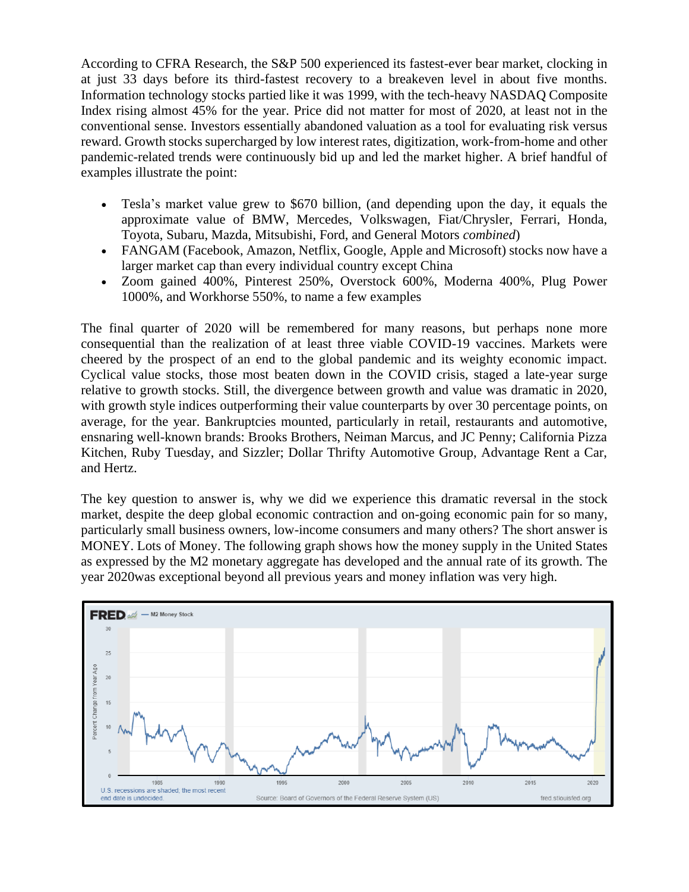According to CFRA Research, the S&P 500 experienced its fastest-ever bear market, clocking in at just 33 days before its third-fastest recovery to a breakeven level in about five months. Information technology stocks partied like it was 1999, with the tech-heavy NASDAQ Composite Index rising almost 45% for the year. Price did not matter for most of 2020, at least not in the conventional sense. Investors essentially abandoned valuation as a tool for evaluating risk versus reward. Growth stocks supercharged by low interest rates, digitization, work-from-home and other pandemic-related trends were continuously bid up and led the market higher. A brief handful of examples illustrate the point:

- Tesla's market value grew to $670 billion, (and depending upon the day, it equals the approximate value of BMW, Mercedes, Volkswagen, Fiat/Chrysler, Ferrari, Honda, Toyota, Subaru, Mazda, Mitsubishi, Ford, and General Motors *combined*)
- FANGAM (Facebook, Amazon, Netflix, Google, Apple and Microsoft) stocks now have a larger market cap than every individual country except China
- Zoom gained 400%, Pinterest 250%, Overstock 600%, Moderna 400%, Plug Power 1000%, and Workhorse 550%, to name a few examples

The final quarter of 2020 will be remembered for many reasons, but perhaps none more consequential than the realization of at least three viable COVID-19 vaccines. Markets were cheered by the prospect of an end to the global pandemic and its weighty economic impact. Cyclical value stocks, those most beaten down in the COVID crisis, staged a late-year surge relative to growth stocks. Still, the divergence between growth and value was dramatic in 2020, with growth style indices outperforming their value counterparts by over 30 percentage points, on average, for the year. Bankruptcies mounted, particularly in retail, restaurants and automotive, ensnaring well-known brands: Brooks Brothers, Neiman Marcus, and JC Penny; California Pizza Kitchen, Ruby Tuesday, and Sizzler; Dollar Thrifty Automotive Group, Advantage Rent a Car, and Hertz.

The key question to answer is, why we did we experience this dramatic reversal in the stock market, despite the deep global economic contraction and on-going economic pain for so many, particularly small business owners, low-income consumers and many others? The short answer is MONEY. Lots of Money. The following graph shows how the money supply in the United States as expressed by the M2 monetary aggregate has developed and the annual rate of its growth. The year 2020was exceptional beyond all previous years and money inflation was very high.

FRED — M2 Money Stock

U.S. recessions are shaded; the most recent end date is undecided. Source: Board of Governors of the Federal Reserve System (US) fred.stlouisfed.org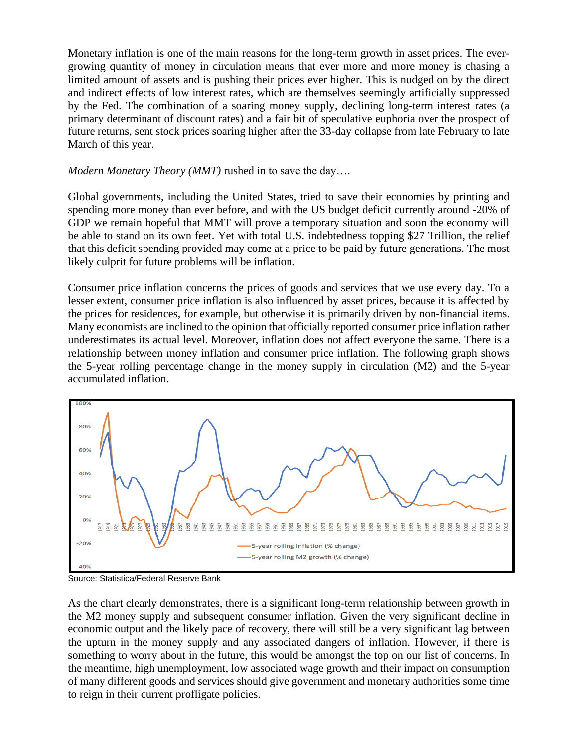Monetary inflation is one of the main reasons for the long-term growth in asset prices. The ever-growing quantity of money in circulation means that ever more and more money is chasing a limited amount of assets and is pushing their prices ever higher. This is nudged on by the direct and indirect effects of low interest rates, which are themselves seemingly artificially suppressed by the Fed. The combination of a soaring money supply, declining long-term interest rates (a primary determinant of discount rates) and a fair bit of speculative euphoria over the prospect of future returns, sent stock prices soaring higher after the 33-day collapse from late February to late March of this year.

*Modern Monetary Theory (MMT)* rushed in to save the day….

Global governments, including the United States, tried to save their economies by printing and spending more money than ever before, and with the US budget deficit currently around -20% of GDP we remain hopeful that MMT will prove a temporary situation and soon the economy will be able to stand on its own feet. Yet with total U.S. indebtedness topping $27 Trillion, the relief that this deficit spending provided may come at a price to be paid by future generations. The most likely culprit for future problems will be inflation.

Consumer price inflation concerns the prices of goods and services that we use every day. To a lesser extent, consumer price inflation is also influenced by asset prices, because it is affected by the prices for residences, for example, but otherwise it is primarily driven by non-financial items. Many economists are inclined to the opinion that officially reported consumer price inflation rather underestimates its actual level. Moreover, inflation does not affect everyone the same. There is a relationship between money inflation and consumer price inflation. The following graph shows the 5-year rolling percentage change in the money supply in circulation (M2) and the 5-year accumulated inflation.

Source: Statistica/Federal Reserve Bank

As the chart clearly demonstrates, there is a significant long-term relationship between growth in the M2 money supply and subsequent consumer inflation. Given the very significant decline in economic output and the likely pace of recovery, there will still be a very significant lag between the upturn in the money supply and any associated dangers of inflation. However, if there is something to worry about in the future, this would be amongst the top on our list of concerns. In the meantime, high unemployment, low associated wage growth and their impact on consumption of many different goods and services should give government and monetary authorities some time to reign in their current profligate policies.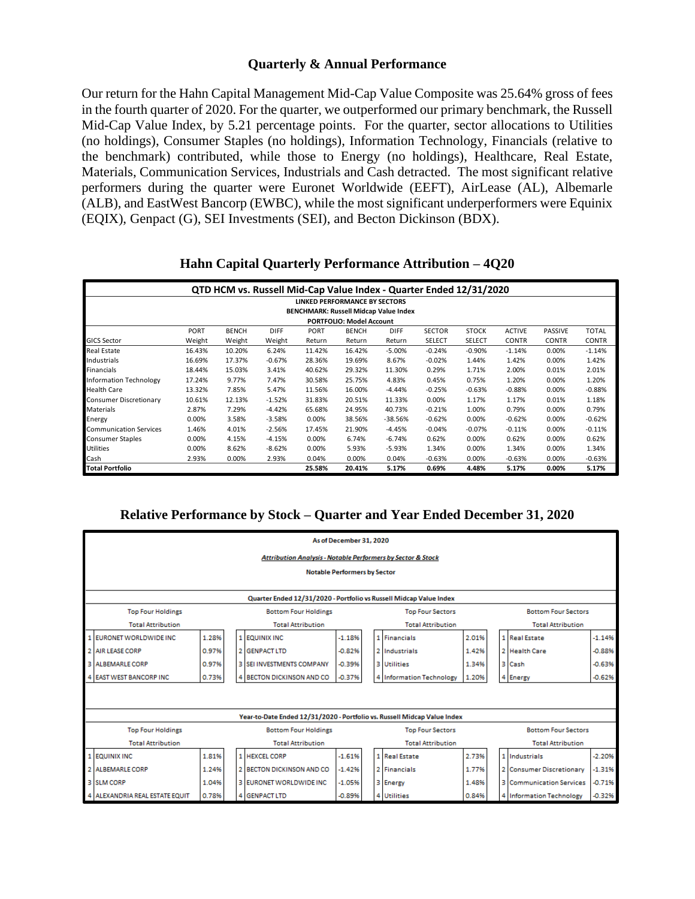## Quarterly & Annual Performance

Our return for the Hahn Capital Management Mid-Cap Value Composite was 25.64% gross of fees in the fourth quarter of 2020. For the quarter, we outperformed our primary benchmark, the Russell Mid-Cap Value Index, by 5.21 percentage points. For the quarter, sector allocations to Utilities (no holdings), Consumer Staples (no holdings), Information Technology, Financials (relative to the benchmark) contributed, while those to Energy (no holdings), Healthcare, Real Estate, Materials, Communication Services, Industrials and Cash detracted. The most significant relative performers during the quarter were Euronet Worldwide (EEFT), AirLease (AL), Albemarle (ALB), and EastWest Bancorp (EWBC), while the most significant underperformers were Equinix (EQIX), Genpact (G), SEI Investments (SEI), and Becton Dickinson (BDX).

## Hahn Capital Quarterly Performance Attribution – 4Q20

**QTD HCM vs. Russell Mid-Cap Value Index - Quarter Ended 12/31/2020**

**LINKED PERFORMANCE BY SECTORS**
**BENCHMARK: Russell Midcap Value Index**
**PORTFOLIO: Model Account**

| GICS Sector | PORT Weight | BENCH Weight | DIFF Weight | PORT Return | BENCH Return | DIFF Return | SECTOR SELECT | STOCK SELECT | ACTIVE CONTR | PASSIVE CONTR | TOTAL CONTR |
|---|---|---|---|---|---|---|---|---|---|---|---|
| Real Estate | 16.43% | 10.20% | 6.24% | 11.42% | 16.42% | -5.00% | -0.24% | -0.90% | -1.14% | 0.00% | -1.14% |
| Industrials | 16.69% | 17.37% | -0.67% | 28.36% | 19.69% | 8.67% | -0.02% | 1.44% | 1.42% | 0.00% | 1.42% |
| Financials | 18.44% | 15.03% | 3.41% | 40.62% | 29.32% | 11.30% | 0.29% | 1.71% | 2.00% | 0.01% | 2.01% |
| Information Technology | 17.24% | 9.77% | 7.47% | 30.58% | 25.75% | 4.83% | 0.45% | 0.75% | 1.20% | 0.00% | 1.20% |
| Health Care | 13.32% | 7.85% | 5.47% | 11.56% | 16.00% | -4.44% | -0.25% | -0.63% | -0.88% | 0.00% | -0.88% |
| Consumer Discretionary | 10.61% | 12.13% | -1.52% | 31.83% | 20.51% | 11.33% | 0.00% | 1.17% | 1.17% | 0.01% | 1.18% |
| Materials | 2.87% | 7.29% | -4.42% | 65.68% | 24.95% | 40.73% | -0.21% | 1.00% | 0.79% | 0.00% | 0.79% |
| Energy | 0.00% | 3.58% | -3.58% | 0.00% | 38.56% | -38.56% | -0.62% | 0.00% | -0.62% | 0.00% | -0.62% |
| Communication Services | 1.46% | 4.01% | -2.56% | 17.45% | 21.90% | -4.45% | -0.04% | -0.07% | -0.11% | 0.00% | -0.11% |
| Consumer Staples | 0.00% | 4.15% | -4.15% | 0.00% | 6.74% | -6.74% | 0.62% | 0.00% | 0.62% | 0.00% | 0.62% |
| Utilities | 0.00% | 8.62% | -8.62% | 0.00% | 5.93% | -5.93% | 1.34% | 0.00% | 1.34% | 0.00% | 1.34% |
| Cash | 2.93% | 0.00% | 2.93% | 0.04% | 0.00% | 0.04% | -0.63% | 0.00% | -0.63% | 0.00% | -0.63% |
| **Total Portfolio** | | | | **25.58%** | **20.41%** | **5.17%** | **0.69%** | **4.48%** | **5.17%** | **0.00%** | **5.17%** |

## Relative Performance by Stock – Quarter and Year Ended December 31, 2020

**As of December 31, 2020**

***Attribution Analysis - Notable Performers by Sector & Stock***

**Notable Performers by Sector**

**Quarter Ended 12/31/2020 - Portfolio vs Russell Midcap Value Index**

| | Top Four Holdings (Total Attribution) | | | Bottom Four Holdings (Total Attribution) | | | Top Four Sectors (Total Attribution) | | | Bottom Four Sectors (Total Attribution) | |
|---|---|---|---|---|---|---|---|---|---|---|---|
| 1 | EURONET WORLDWIDE INC | 1.28% | 1 | EQUINIX INC | -1.18% | 1 | Financials | 2.01% | 1 | Real Estate | -1.14% |
| 2 | AIR LEASE CORP | 0.97% | 2 | GENPACT LTD | -0.82% | 2 | Industrials | 1.42% | 2 | Health Care | -0.88% |
| 3 | ALBEMARLE CORP | 0.97% | 3 | SEI INVESTMENTS COMPANY | -0.39% | 3 | Utilities | 1.34% | 3 | Cash | -0.63% |
| 4 | EAST WEST BANCORP INC | 0.73% | 4 | BECTON DICKINSON AND CO | -0.37% | 4 | Information Technology | 1.20% | 4 | Energy | -0.62% |

**Year-to-Date Ended 12/31/2020 - Portfolio vs. Russell Midcap Value Index**

| | Top Four Holdings (Total Attribution) | | | Bottom Four Holdings (Total Attribution) | | | Top Four Sectors (Total Attribution) | | | Bottom Four Sectors (Total Attribution) | |
|---|---|---|---|---|---|---|---|---|---|---|---|
| 1 | EQUINIX INC | 1.81% | 1 | HEXCEL CORP | -1.61% | 1 | Real Estate | 2.73% | 1 | Industrials | -2.20% |
| 2 | ALBEMARLE CORP | 1.24% | 2 | BECTON DICKINSON AND CO | -1.42% | 2 | Financials | 1.77% | 2 | Consumer Discretionary | -1.31% |
| 3 | SLM CORP | 1.04% | 3 | EURONET WORLDWIDE INC | -1.05% | 3 | Energy | 1.48% | 3 | Communication Services | -0.71% |
| 4 | ALEXANDRIA REAL ESTATE EQUIT | 0.78% | 4 | GENPACT LTD | -0.89% | 4 | Utilities | 0.84% | 4 | Information Technology | -0.32% |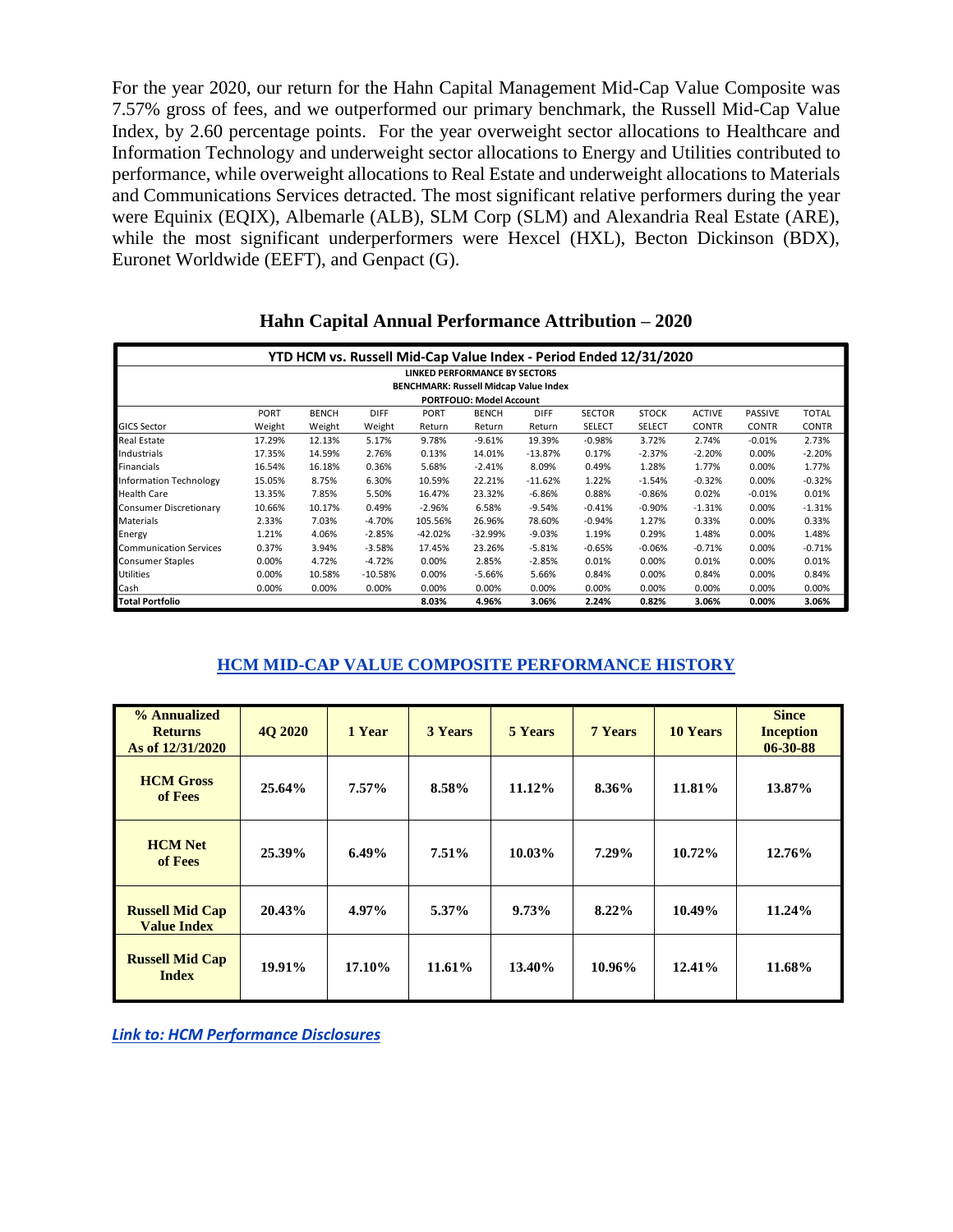For the year 2020, our return for the Hahn Capital Management Mid-Cap Value Composite was 7.57% gross of fees, and we outperformed our primary benchmark, the Russell Mid-Cap Value Index, by 2.60 percentage points. For the year overweight sector allocations to Healthcare and Information Technology and underweight sector allocations to Energy and Utilities contributed to performance, while overweight allocations to Real Estate and underweight allocations to Materials and Communications Services detracted. The most significant relative performers during the year were Equinix (EQIX), Albemarle (ALB), SLM Corp (SLM) and Alexandria Real Estate (ARE), while the most significant underperformers were Hexcel (HXL), Becton Dickinson (BDX), Euronet Worldwide (EEFT), and Genpact (G).

## Hahn Capital Annual Performance Attribution – 2020

**YTD HCM vs. Russell Mid-Cap Value Index - Period Ended 12/31/2020**

**LINKED PERFORMANCE BY SECTORS**
**BENCHMARK: Russell Midcap Value Index**
**PORTFOLIO: Model Account**

| GICS Sector | PORT Weight | BENCH Weight | DIFF Weight | PORT Return | BENCH Return | DIFF Return | SECTOR SELECT | STOCK SELECT | ACTIVE CONTR | PASSIVE CONTR | TOTAL CONTR |
|---|---|---|---|---|---|---|---|---|---|---|---|
| Real Estate | 17.29% | 12.13% | 5.17% | 9.78% | -9.61% | 19.39% | -0.98% | 3.72% | 2.74% | -0.01% | 2.73% |
| Industrials | 17.35% | 14.59% | 2.76% | 0.13% | 14.01% | -13.87% | 0.17% | -2.37% | -2.20% | 0.00% | -2.20% |
| Financials | 16.54% | 16.18% | 0.36% | 5.68% | -2.41% | 8.09% | 0.49% | 1.28% | 1.77% | 0.00% | 1.77% |
| Information Technology | 15.05% | 8.75% | 6.30% | 10.59% | 22.21% | -11.62% | 1.22% | -1.54% | -0.32% | 0.00% | -0.32% |
| Health Care | 13.35% | 7.85% | 5.50% | 16.47% | 23.32% | -6.86% | 0.88% | -0.86% | 0.02% | -0.01% | 0.01% |
| Consumer Discretionary | 10.66% | 10.17% | 0.49% | -2.96% | 6.58% | -9.54% | -0.41% | -0.90% | -1.31% | 0.00% | -1.31% |
| Materials | 2.33% | 7.03% | -4.70% | 105.56% | 26.96% | 78.60% | -0.94% | 1.27% | 0.33% | 0.00% | 0.33% |
| Energy | 1.21% | 4.06% | -2.85% | -42.02% | -32.99% | -9.03% | 1.19% | 0.29% | 1.48% | 0.00% | 1.48% |
| Communication Services | 0.37% | 3.94% | -3.58% | 17.45% | 23.26% | -5.81% | -0.65% | -0.06% | -0.71% | 0.00% | -0.71% |
| Consumer Staples | 0.00% | 4.72% | -4.72% | 0.00% | 2.85% | -2.85% | 0.01% | 0.00% | 0.01% | 0.00% | 0.01% |
| Utilities | 0.00% | 10.58% | -10.58% | 0.00% | -5.66% | 5.66% | 0.84% | 0.00% | 0.84% | 0.00% | 0.84% |
| Cash | 0.00% | 0.00% | 0.00% | 0.00% | 0.00% | 0.00% | 0.00% | 0.00% | 0.00% | 0.00% | 0.00% |
| **Total Portfolio** | | | | **8.03%** | **4.96%** | **3.06%** | **2.24%** | **0.82%** | **3.06%** | **0.00%** | **3.06%** |

## HCM MID-CAP VALUE COMPOSITE PERFORMANCE HISTORY

| % Annualized Returns As of 12/31/2020 | 4Q 2020 | 1 Year | 3 Years | 5 Years | 7 Years | 10 Years | Since Inception 06-30-88 |
|---|---|---|---|---|---|---|---|
| **HCM Gross of Fees** | 25.64% | 7.57% | 8.58% | 11.12% | 8.36% | 11.81% | 13.87% |
| **HCM Net of Fees** | 25.39% | 6.49% | 7.51% | 10.03% | 7.29% | 10.72% | 12.76% |
| **Russell Mid Cap Value Index** | 20.43% | 4.97% | 5.37% | 9.73% | 8.22% | 10.49% | 11.24% |
| **Russell Mid Cap Index** | 19.91% | 17.10% | 11.61% | 13.40% | 10.96% | 12.41% | 11.68% |

***Link to: HCM Performance Disclosures***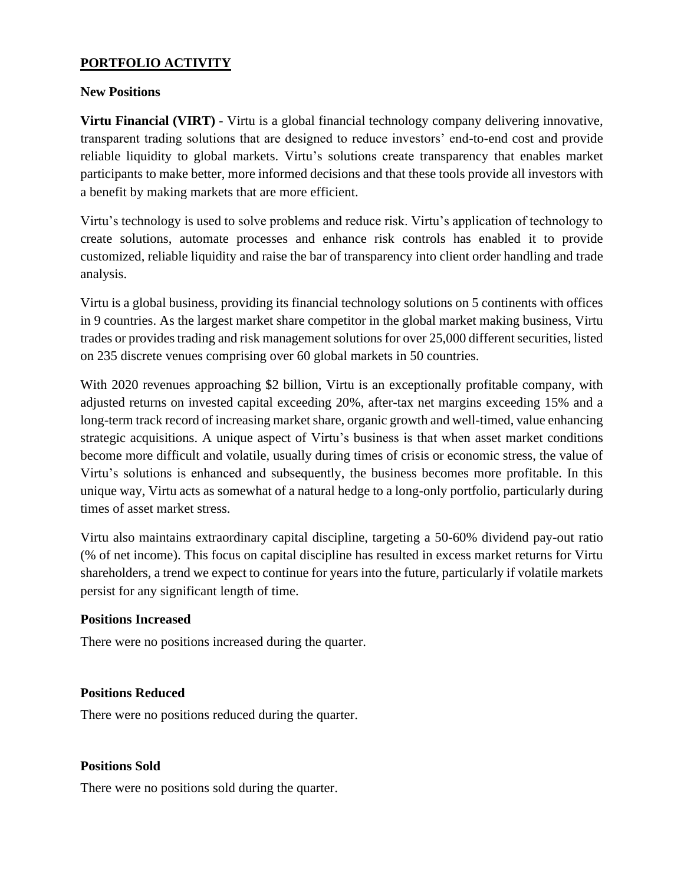## PORTFOLIO ACTIVITY

### New Positions

**Virtu Financial (VIRT)** - Virtu is a global financial technology company delivering innovative, transparent trading solutions that are designed to reduce investors' end-to-end cost and provide reliable liquidity to global markets. Virtu's solutions create transparency that enables market participants to make better, more informed decisions and that these tools provide all investors with a benefit by making markets that are more efficient.

Virtu's technology is used to solve problems and reduce risk. Virtu's application of technology to create solutions, automate processes and enhance risk controls has enabled it to provide customized, reliable liquidity and raise the bar of transparency into client order handling and trade analysis.

Virtu is a global business, providing its financial technology solutions on 5 continents with offices in 9 countries. As the largest market share competitor in the global market making business, Virtu trades or provides trading and risk management solutions for over 25,000 different securities, listed on 235 discrete venues comprising over 60 global markets in 50 countries.

With 2020 revenues approaching $2 billion, Virtu is an exceptionally profitable company, with adjusted returns on invested capital exceeding 20%, after-tax net margins exceeding 15% and a long-term track record of increasing market share, organic growth and well-timed, value enhancing strategic acquisitions. A unique aspect of Virtu's business is that when asset market conditions become more difficult and volatile, usually during times of crisis or economic stress, the value of Virtu's solutions is enhanced and subsequently, the business becomes more profitable. In this unique way, Virtu acts as somewhat of a natural hedge to a long-only portfolio, particularly during times of asset market stress.

Virtu also maintains extraordinary capital discipline, targeting a 50-60% dividend pay-out ratio (% of net income). This focus on capital discipline has resulted in excess market returns for Virtu shareholders, a trend we expect to continue for years into the future, particularly if volatile markets persist for any significant length of time.

### Positions Increased

There were no positions increased during the quarter.

### Positions Reduced

There were no positions reduced during the quarter.

### Positions Sold

There were no positions sold during the quarter.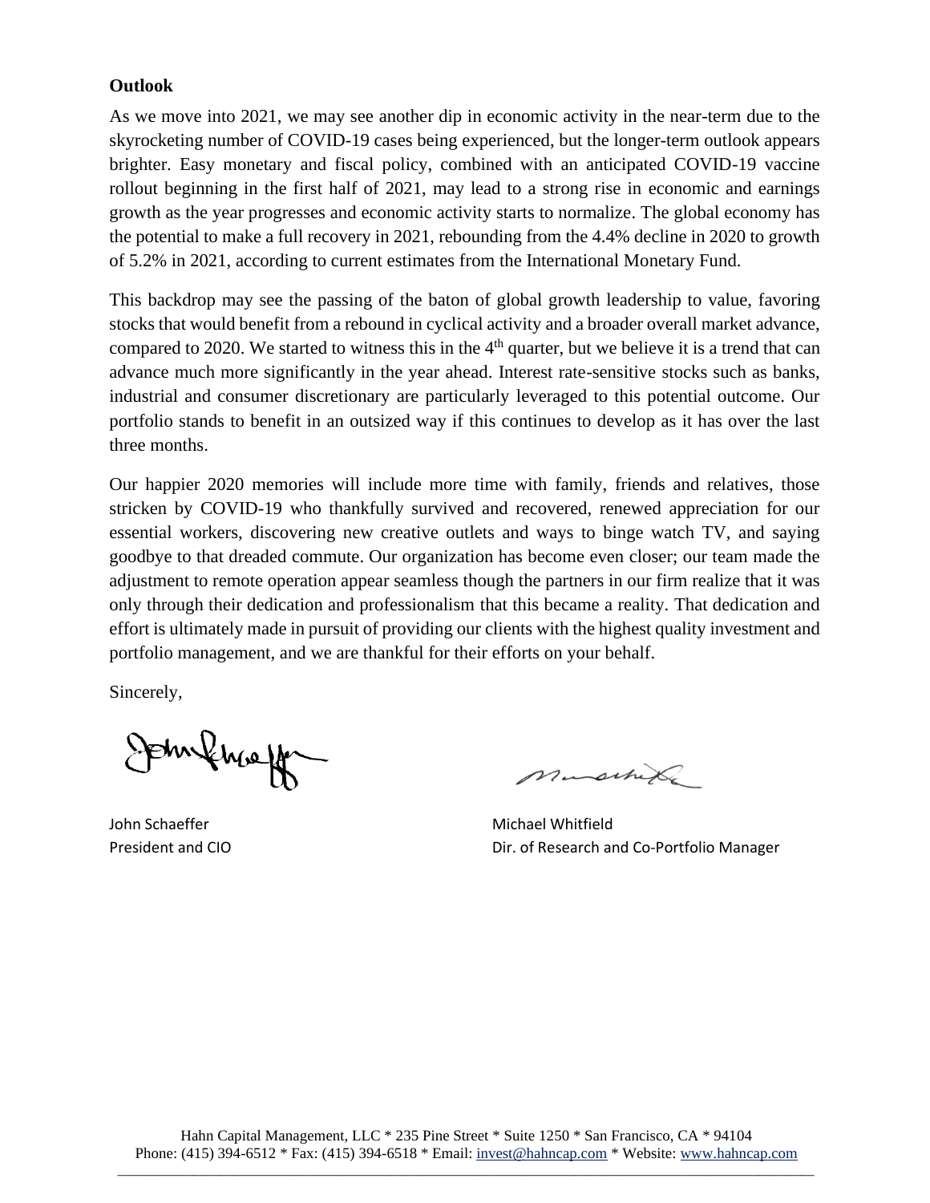**Outlook**

As we move into 2021, we may see another dip in economic activity in the near-term due to the skyrocketing number of COVID-19 cases being experienced, but the longer-term outlook appears brighter. Easy monetary and fiscal policy, combined with an anticipated COVID-19 vaccine rollout beginning in the first half of 2021, may lead to a strong rise in economic and earnings growth as the year progresses and economic activity starts to normalize. The global economy has the potential to make a full recovery in 2021, rebounding from the 4.4% decline in 2020 to growth of 5.2% in 2021, according to current estimates from the International Monetary Fund.

This backdrop may see the passing of the baton of global growth leadership to value, favoring stocks that would benefit from a rebound in cyclical activity and a broader overall market advance, compared to 2020. We started to witness this in the 4th quarter, but we believe it is a trend that can advance much more significantly in the year ahead. Interest rate-sensitive stocks such as banks, industrial and consumer discretionary are particularly leveraged to this potential outcome. Our portfolio stands to benefit in an outsized way if this continues to develop as it has over the last three months.

Our happier 2020 memories will include more time with family, friends and relatives, those stricken by COVID-19 who thankfully survived and recovered, renewed appreciation for our essential workers, discovering new creative outlets and ways to binge watch TV, and saying goodbye to that dreaded commute. Our organization has become even closer; our team made the adjustment to remote operation appear seamless though the partners in our firm realize that it was only through their dedication and professionalism that this became a reality. That dedication and effort is ultimately made in pursuit of providing our clients with the highest quality investment and portfolio management, and we are thankful for their efforts on your behalf.

Sincerely,

John Schaeffer
President and CIO

Michael Whitfield
Dir. of Research and Co-Portfolio Manager

Hahn Capital Management, LLC * 235 Pine Street * Suite 1250 * San Francisco, CA * 94104
Phone: (415) 394-6512 * Fax: (415) 394-6518 * Email: invest@hahncap.com * Website: www.hahncap.com